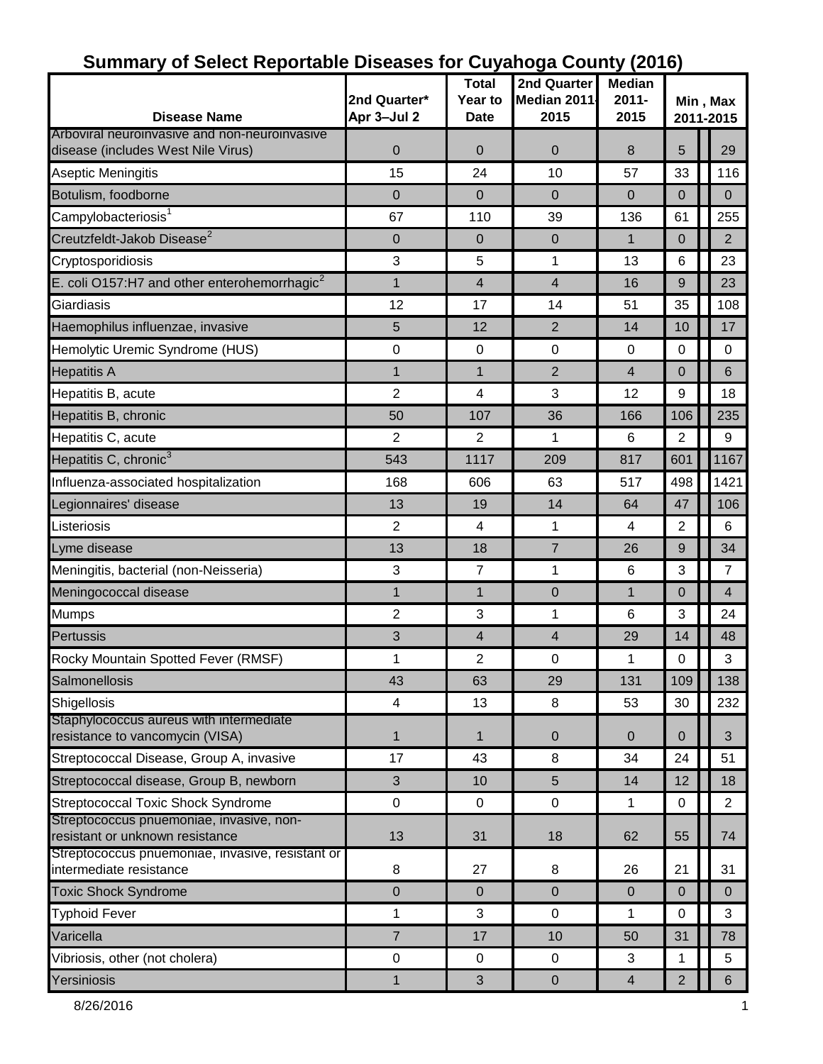# Summary of Select Reportable Diseases for Cuyahoga County (2016)

| Disease Name | 2nd Quarter* Apr 3–Jul 2 | Total Year to Date | 2nd Quarter Median 2011-2015 | Median 2011-2015 | Min , Max 2011-2015 | |
|---|---|---|---|---|---|---|
| Arboviral neuroinvasive and non-neuroinvasive disease (includes West Nile Virus) | 0 | 0 | 0 | 8 | 5 | 29 |
| Aseptic Meningitis | 15 | 24 | 10 | 57 | 33 | 116 |
| Botulism, foodborne | 0 | 0 | 0 | 0 | 0 | 0 |
| Campylobacteriosis[1] | 67 | 110 | 39 | 136 | 61 | 255 |
| Creutzfeldt-Jakob Disease[2] | 0 | 0 | 0 | 1 | 0 | 2 |
| Cryptosporidiosis | 3 | 5 | 1 | 13 | 6 | 23 |
| E. coli O157:H7 and other enterohemorrhagic[2] | 1 | 4 | 4 | 16 | 9 | 23 |
| Giardiasis | 12 | 17 | 14 | 51 | 35 | 108 |
| Haemophilus influenzae, invasive | 5 | 12 | 2 | 14 | 10 | 17 |
| Hemolytic Uremic Syndrome (HUS) | 0 | 0 | 0 | 0 | 0 | 0 |
| Hepatitis A | 1 | 1 | 2 | 4 | 0 | 6 |
| Hepatitis B, acute | 2 | 4 | 3 | 12 | 9 | 18 |
| Hepatitis B, chronic | 50 | 107 | 36 | 166 | 106 | 235 |
| Hepatitis C, acute | 2 | 2 | 1 | 6 | 2 | 9 |
| Hepatitis C, chronic[3] | 543 | 1117 | 209 | 817 | 601 | 1167 |
| Influenza-associated hospitalization | 168 | 606 | 63 | 517 | 498 | 1421 |
| Legionnaires' disease | 13 | 19 | 14 | 64 | 47 | 106 |
| Listeriosis | 2 | 4 | 1 | 4 | 2 | 6 |
| Lyme disease | 13 | 18 | 7 | 26 | 9 | 34 |
| Meningitis, bacterial (non-Neisseria) | 3 | 7 | 1 | 6 | 3 | 7 |
| Meningococcal disease | 1 | 1 | 0 | 1 | 0 | 4 |
| Mumps | 2 | 3 | 1 | 6 | 3 | 24 |
| Pertussis | 3 | 4 | 4 | 29 | 14 | 48 |
| Rocky Mountain Spotted Fever (RMSF) | 1 | 2 | 0 | 1 | 0 | 3 |
| Salmonellosis | 43 | 63 | 29 | 131 | 109 | 138 |
| Shigellosis | 4 | 13 | 8 | 53 | 30 | 232 |
| Staphylococcus aureus with intermediate resistance to vancomycin (VISA) | 1 | 1 | 0 | 0 | 0 | 3 |
| Streptococcal Disease, Group A, invasive | 17 | 43 | 8 | 34 | 24 | 51 |
| Streptococcal disease, Group B, newborn | 3 | 10 | 5 | 14 | 12 | 18 |
| Streptococcal Toxic Shock Syndrome | 0 | 0 | 0 | 1 | 0 | 2 |
| Streptococcus pnuemoniae, invasive, non-resistant or unknown resistance | 13 | 31 | 18 | 62 | 55 | 74 |
| Streptococcus pnuemoniae, invasive, resistant or intermediate resistance | 8 | 27 | 8 | 26 | 21 | 31 |
| Toxic Shock Syndrome | 0 | 0 | 0 | 0 | 0 | 0 |
| Typhoid Fever | 1 | 3 | 0 | 1 | 0 | 3 |
| Varicella | 7 | 17 | 10 | 50 | 31 | 78 |
| Vibriosis, other (not cholera) | 0 | 0 | 0 | 3 | 1 | 5 |
| Yersiniosis | 1 | 3 | 0 | 4 | 2 | 6 |

8/26/2016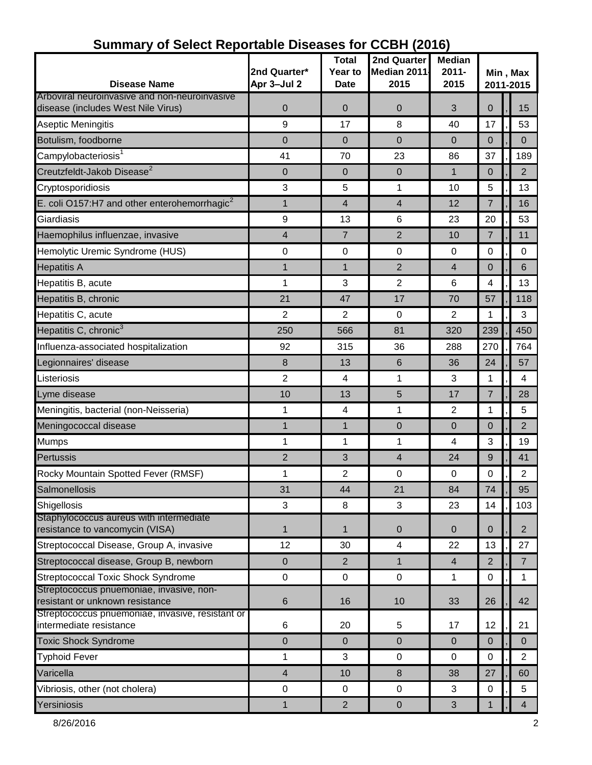# Summary of Select Reportable Diseases for CCBH (2016)

| Disease Name | 2nd Quarter* Apr 3–Jul 2 | Total Year to Date | 2nd Quarter Median 2011-2015 | Median 2011-2015 | Min , Max 2011-2015 |
|---|---|---|---|---|---|
| Arboviral neuroinvasive and non-neuroinvasive disease (includes West Nile Virus) | 0 | 0 | 0 | 3 | 0 , 15 |
| Aseptic Meningitis | 9 | 17 | 8 | 40 | 17 , 53 |
| Botulism, foodborne | 0 | 0 | 0 | 0 | 0 , 0 |
| Campylobacteriosis[1] | 41 | 70 | 23 | 86 | 37 , 189 |
| Creutzfeldt-Jakob Disease[2] | 0 | 0 | 0 | 1 | 0 , 2 |
| Cryptosporidiosis | 3 | 5 | 1 | 10 | 5 , 13 |
| E. coli O157:H7 and other enterohemorrhagic[2] | 1 | 4 | 4 | 12 | 7 , 16 |
| Giardiasis | 9 | 13 | 6 | 23 | 20 , 53 |
| Haemophilus influenzae, invasive | 4 | 7 | 2 | 10 | 7 , 11 |
| Hemolytic Uremic Syndrome (HUS) | 0 | 0 | 0 | 0 | 0 , 0 |
| Hepatitis A | 1 | 1 | 2 | 4 | 0 , 6 |
| Hepatitis B, acute | 1 | 3 | 2 | 6 | 4 , 13 |
| Hepatitis B, chronic | 21 | 47 | 17 | 70 | 57 , 118 |
| Hepatitis C, acute | 2 | 2 | 0 | 2 | 1 , 3 |
| Hepatitis C, chronic[3] | 250 | 566 | 81 | 320 | 239 , 450 |
| Influenza-associated hospitalization | 92 | 315 | 36 | 288 | 270 , 764 |
| Legionnaires' disease | 8 | 13 | 6 | 36 | 24 , 57 |
| Listeriosis | 2 | 4 | 1 | 3 | 1 , 4 |
| Lyme disease | 10 | 13 | 5 | 17 | 7 , 28 |
| Meningitis, bacterial (non-Neisseria) | 1 | 4 | 1 | 2 | 1 , 5 |
| Meningococcal disease | 1 | 1 | 0 | 0 | 0 , 2 |
| Mumps | 1 | 1 | 1 | 4 | 3 , 19 |
| Pertussis | 2 | 3 | 4 | 24 | 9 , 41 |
| Rocky Mountain Spotted Fever (RMSF) | 1 | 2 | 0 | 0 | 0 , 2 |
| Salmonellosis | 31 | 44 | 21 | 84 | 74 , 95 |
| Shigellosis | 3 | 8 | 3 | 23 | 14 , 103 |
| Staphylococcus aureus with intermediate resistance to vancomycin (VISA) | 1 | 1 | 0 | 0 | 0 , 2 |
| Streptococcal Disease, Group A, invasive | 12 | 30 | 4 | 22 | 13 , 27 |
| Streptococcal disease, Group B, newborn | 0 | 2 | 1 | 4 | 2 , 7 |
| Streptococcal Toxic Shock Syndrome | 0 | 0 | 0 | 1 | 0 , 1 |
| Streptococcus pnuemoniae, invasive, non-resistant or unknown resistance | 6 | 16 | 10 | 33 | 26 , 42 |
| Streptococcus pnuemoniae, invasive, resistant or intermediate resistance | 6 | 20 | 5 | 17 | 12 , 21 |
| Toxic Shock Syndrome | 0 | 0 | 0 | 0 | 0 , 0 |
| Typhoid Fever | 1 | 3 | 0 | 0 | 0 , 2 |
| Varicella | 4 | 10 | 8 | 38 | 27 , 60 |
| Vibriosis, other (not cholera) | 0 | 0 | 0 | 3 | 0 , 5 |
| Yersiniosis | 1 | 2 | 0 | 3 | 1 , 4 |

8/26/2016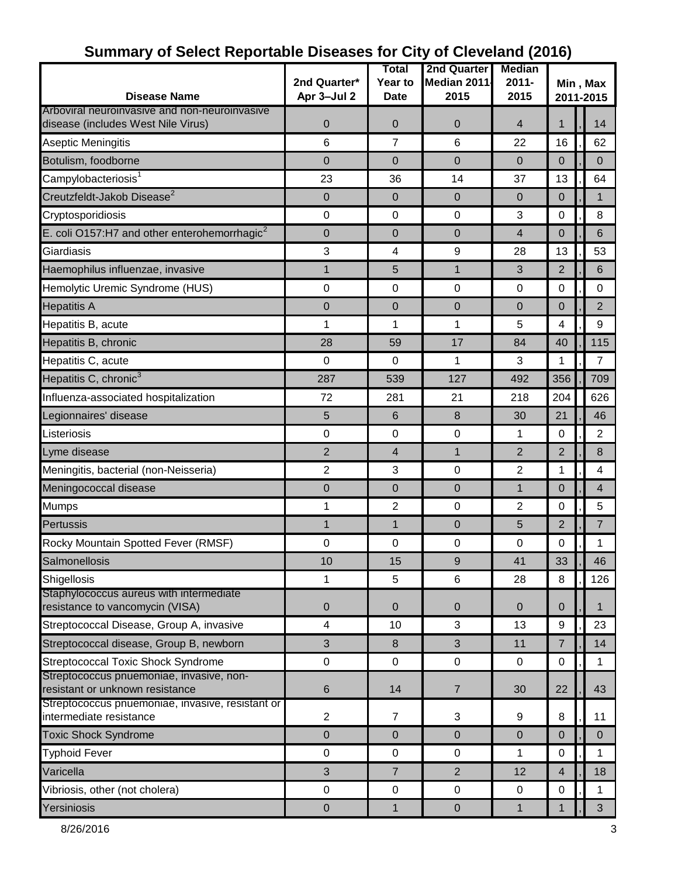# Summary of Select Reportable Diseases for City of Cleveland (2016)

| Disease Name | 2nd Quarter* Apr 3–Jul 2 | Total Year to Date | 2nd Quarter Median 2011-2015 | Median 2011-2015 | Min , Max 2011-2015 |
|---|---|---|---|---|---|
| Arboviral neuroinvasive and non-neuroinvasive disease (includes West Nile Virus) | 0 | 0 | 0 | 4 | 1 , 14 |
| Aseptic Meningitis | 6 | 7 | 6 | 22 | 16 , 62 |
| Botulism, foodborne | 0 | 0 | 0 | 0 | 0 , 0 |
| Campylobacteriosis[1] | 23 | 36 | 14 | 37 | 13 , 64 |
| Creutzfeldt-Jakob Disease[2] | 0 | 0 | 0 | 0 | 0 , 1 |
| Cryptosporidiosis | 0 | 0 | 0 | 3 | 0 , 8 |
| E. coli O157:H7 and other enterohemorrhagic[2] | 0 | 0 | 0 | 4 | 0 , 6 |
| Giardiasis | 3 | 4 | 9 | 28 | 13 , 53 |
| Haemophilus influenzae, invasive | 1 | 5 | 1 | 3 | 2 , 6 |
| Hemolytic Uremic Syndrome (HUS) | 0 | 0 | 0 | 0 | 0 , 0 |
| Hepatitis A | 0 | 0 | 0 | 0 | 0 , 2 |
| Hepatitis B, acute | 1 | 1 | 1 | 5 | 4 , 9 |
| Hepatitis B, chronic | 28 | 59 | 17 | 84 | 40 , 115 |
| Hepatitis C, acute | 0 | 0 | 1 | 3 | 1 , 7 |
| Hepatitis C, chronic[3] | 287 | 539 | 127 | 492 | 356 , 709 |
| Influenza-associated hospitalization | 72 | 281 | 21 | 218 | 204 626 |
| Legionnaires' disease | 5 | 6 | 8 | 30 | 21 , 46 |
| Listeriosis | 0 | 0 | 0 | 1 | 0 , 2 |
| Lyme disease | 2 | 4 | 1 | 2 | 2 , 8 |
| Meningitis, bacterial (non-Neisseria) | 2 | 3 | 0 | 2 | 1 , 4 |
| Meningococcal disease | 0 | 0 | 0 | 1 | 0 , 4 |
| Mumps | 1 | 2 | 0 | 2 | 0 , 5 |
| Pertussis | 1 | 1 | 0 | 5 | 2 , 7 |
| Rocky Mountain Spotted Fever (RMSF) | 0 | 0 | 0 | 0 | 0 , 1 |
| Salmonellosis | 10 | 15 | 9 | 41 | 33 , 46 |
| Shigellosis | 1 | 5 | 6 | 28 | 8 , 126 |
| Staphylococcus aureus with intermediate resistance to vancomycin (VISA) | 0 | 0 | 0 | 0 | 0 , 1 |
| Streptococcal Disease, Group A, invasive | 4 | 10 | 3 | 13 | 9 , 23 |
| Streptococcal disease, Group B, newborn | 3 | 8 | 3 | 11 | 7 , 14 |
| Streptococcal Toxic Shock Syndrome | 0 | 0 | 0 | 0 | 0 , 1 |
| Streptococcus pnuemoniae, invasive, non-resistant or unknown resistance | 6 | 14 | 7 | 30 | 22 , 43 |
| Streptococcus pnuemoniae, invasive, resistant or intermediate resistance | 2 | 7 | 3 | 9 | 8 , 11 |
| Toxic Shock Syndrome | 0 | 0 | 0 | 0 | 0 , 0 |
| Typhoid Fever | 0 | 0 | 0 | 1 | 0 , 1 |
| Varicella | 3 | 7 | 2 | 12 | 4 , 18 |
| Vibriosis, other (not cholera) | 0 | 0 | 0 | 0 | 0 , 1 |
| Yersiniosis | 0 | 1 | 0 | 1 | 1 , 3 |

8/26/2016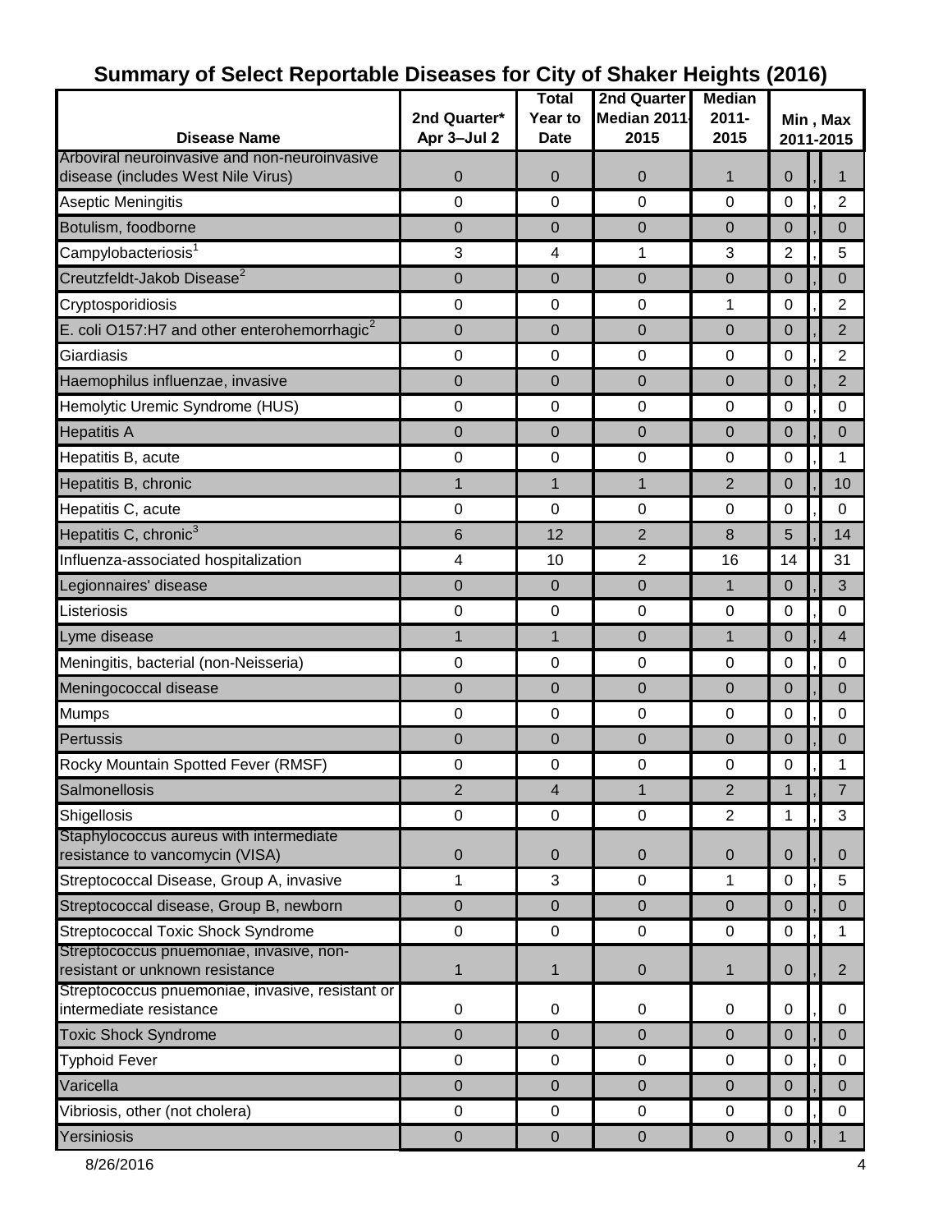# Summary of Select Reportable Diseases for City of Shaker Heights (2016)

| Disease Name | 2nd Quarter* Apr 3–Jul 2 | Total Year to Date | 2nd Quarter Median 2011-2015 | Median 2011-2015 | Min , Max 2011-2015 |
|---|---|---|---|---|---|
| Arboviral neuroinvasive and non-neuroinvasive disease (includes West Nile Virus) | 0 | 0 | 0 | 1 | 0 , 1 |
| Aseptic Meningitis | 0 | 0 | 0 | 0 | 0 , 2 |
| Botulism, foodborne | 0 | 0 | 0 | 0 | 0 , 0 |
| Campylobacteriosis[1] | 3 | 4 | 1 | 3 | 2 , 5 |
| Creutzfeldt-Jakob Disease[2] | 0 | 0 | 0 | 0 | 0 , 0 |
| Cryptosporidiosis | 0 | 0 | 0 | 1 | 0 , 2 |
| E. coli O157:H7 and other enterohemorrhagic[2] | 0 | 0 | 0 | 0 | 0 , 2 |
| Giardiasis | 0 | 0 | 0 | 0 | 0 , 2 |
| Haemophilus influenzae, invasive | 0 | 0 | 0 | 0 | 0 , 2 |
| Hemolytic Uremic Syndrome (HUS) | 0 | 0 | 0 | 0 | 0 , 0 |
| Hepatitis A | 0 | 0 | 0 | 0 | 0 , 0 |
| Hepatitis B, acute | 0 | 0 | 0 | 0 | 0 , 1 |
| Hepatitis B, chronic | 1 | 1 | 1 | 2 | 0 , 10 |
| Hepatitis C, acute | 0 | 0 | 0 | 0 | 0 , 0 |
| Hepatitis C, chronic[3] | 6 | 12 | 2 | 8 | 5 , 14 |
| Influenza-associated hospitalization | 4 | 10 | 2 | 16 | 14 , 31 |
| Legionnaires' disease | 0 | 0 | 0 | 1 | 0 , 3 |
| Listeriosis | 0 | 0 | 0 | 0 | 0 , 0 |
| Lyme disease | 1 | 1 | 0 | 1 | 0 , 4 |
| Meningitis, bacterial (non-Neisseria) | 0 | 0 | 0 | 0 | 0 , 0 |
| Meningococcal disease | 0 | 0 | 0 | 0 | 0 , 0 |
| Mumps | 0 | 0 | 0 | 0 | 0 , 0 |
| Pertussis | 0 | 0 | 0 | 0 | 0 , 0 |
| Rocky Mountain Spotted Fever (RMSF) | 0 | 0 | 0 | 0 | 0 , 1 |
| Salmonellosis | 2 | 4 | 1 | 2 | 1 , 7 |
| Shigellosis | 0 | 0 | 0 | 2 | 1 , 3 |
| Staphylococcus aureus with intermediate resistance to vancomycin (VISA) | 0 | 0 | 0 | 0 | 0 , 0 |
| Streptococcal Disease, Group A, invasive | 1 | 3 | 0 | 1 | 0 , 5 |
| Streptococcal disease, Group B, newborn | 0 | 0 | 0 | 0 | 0 , 0 |
| Streptococcal Toxic Shock Syndrome | 0 | 0 | 0 | 0 | 0 , 1 |
| Streptococcus pnuemoniae, invasive, non-resistant or unknown resistance | 1 | 1 | 0 | 1 | 0 , 2 |
| Streptococcus pnuemoniae, invasive, resistant or intermediate resistance | 0 | 0 | 0 | 0 | 0 , 0 |
| Toxic Shock Syndrome | 0 | 0 | 0 | 0 | 0 , 0 |
| Typhoid Fever | 0 | 0 | 0 | 0 | 0 , 0 |
| Varicella | 0 | 0 | 0 | 0 | 0 , 0 |
| Vibriosis, other (not cholera) | 0 | 0 | 0 | 0 | 0 , 0 |
| Yersiniosis | 0 | 0 | 0 | 0 | 0 , 1 |

8/26/2016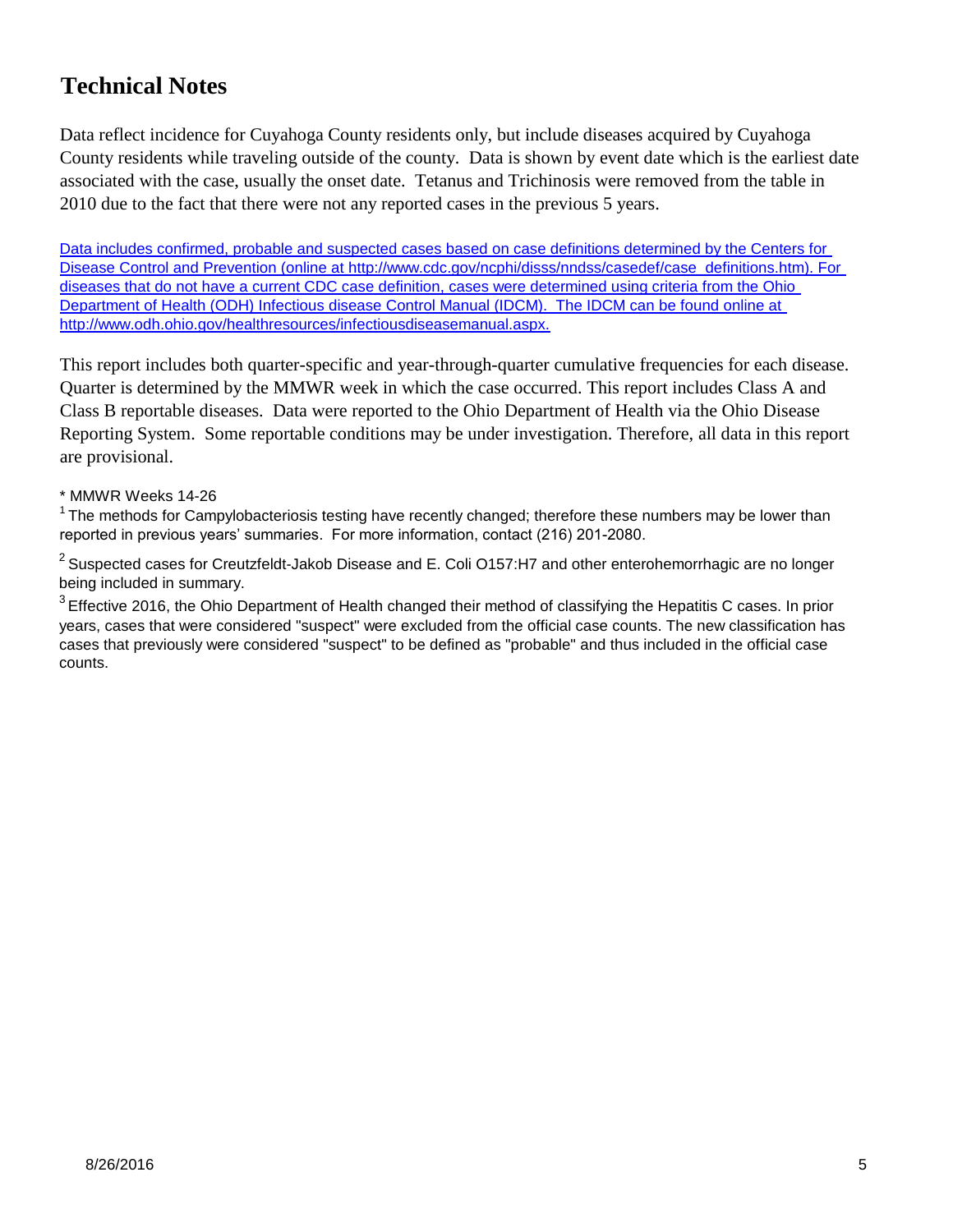# Technical Notes

Data reflect incidence for Cuyahoga County residents only, but include diseases acquired by Cuyahoga County residents while traveling outside of the county. Data is shown by event date which is the earliest date associated with the case, usually the onset date. Tetanus and Trichinosis were removed from the table in 2010 due to the fact that there were not any reported cases in the previous 5 years.

Data includes confirmed, probable and suspected cases based on case definitions determined by the Centers for Disease Control and Prevention (online at http://www.cdc.gov/ncphi/disss/nndss/casedef/case_definitions.htm). For diseases that do not have a current CDC case definition, cases were determined using criteria from the Ohio Department of Health (ODH) Infectious disease Control Manual (IDCM). The IDCM can be found online at http://www.odh.ohio.gov/healthresources/infectiousdiseasemanual.aspx.

This report includes both quarter-specific and year-through-quarter cumulative frequencies for each disease. Quarter is determined by the MMWR week in which the case occurred. This report includes Class A and Class B reportable diseases. Data were reported to the Ohio Department of Health via the Ohio Disease Reporting System. Some reportable conditions may be under investigation. Therefore, all data in this report are provisional.

* MMWR Weeks 14-26

[1] The methods for Campylobacteriosis testing have recently changed; therefore these numbers may be lower than reported in previous years' summaries. For more information, contact (216) 201-2080.

[2] Suspected cases for Creutzfeldt-Jakob Disease and E. Coli O157:H7 and other enterohemorrhagic are no longer being included in summary.

[3] Effective 2016, the Ohio Department of Health changed their method of classifying the Hepatitis C cases. In prior years, cases that were considered "suspect" were excluded from the official case counts. The new classification has cases that previously were considered "suspect" to be defined as "probable" and thus included in the official case counts.